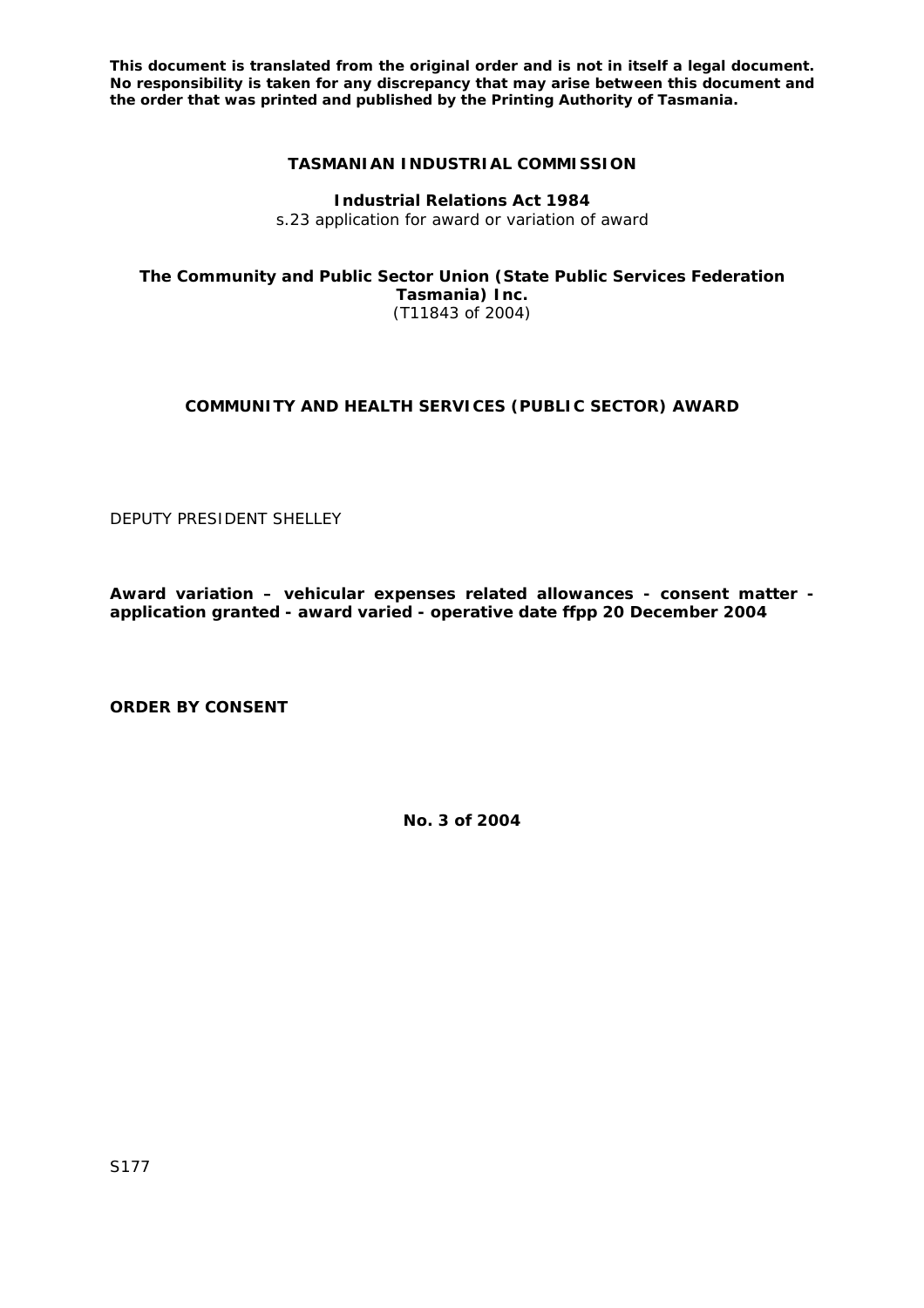**This document is translated from the original order and is not in itself a legal document. No responsibility is taken for any discrepancy that may arise between this document and the order that was printed and published by the Printing Authority of Tasmania.**

**TASMANIAN INDUSTRIAL COMMISSION**

**Industrial Relations Act 1984**
s.23 application for award or variation of award

**The Community and Public Sector Union (State Public Services Federation Tasmania) Inc.**
(T11843 of 2004)

**COMMUNITY AND HEALTH SERVICES (PUBLIC SECTOR) AWARD**

DEPUTY PRESIDENT SHELLEY

**Award variation – vehicular expenses related allowances - consent matter - application granted - award varied - operative date ffpp 20 December 2004**

**ORDER BY CONSENT**

**No. 3 of 2004**

S177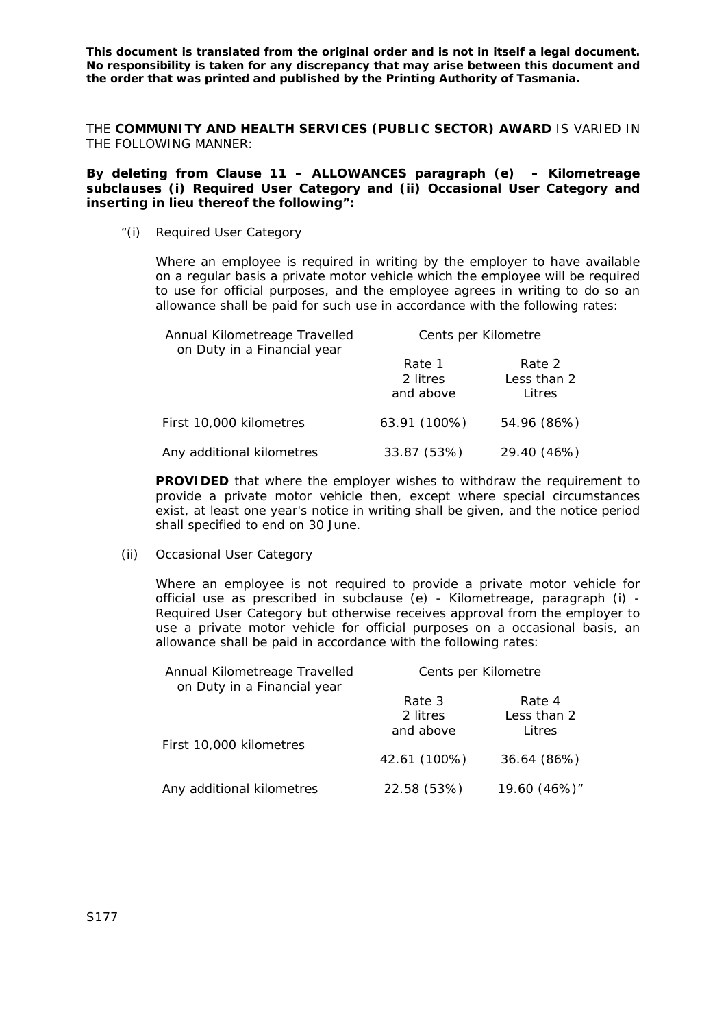**This document is translated from the original order and is not in itself a legal document. No responsibility is taken for any discrepancy that may arise between this document and the order that was printed and published by the Printing Authority of Tasmania.**

THE **COMMUNITY AND HEALTH SERVICES (PUBLIC SECTOR) AWARD** IS VARIED IN THE FOLLOWING MANNER:

**By deleting from Clause 11 – ALLOWANCES paragraph (e) – Kilometreage subclauses (i) Required User Category and (ii) Occasional User Category and inserting in lieu thereof the following":**

"(i) Required User Category

Where an employee is required in writing by the employer to have available on a regular basis a private motor vehicle which the employee will be required to use for official purposes, and the employee agrees in writing to do so an allowance shall be paid for such use in accordance with the following rates:

| Annual Kilometreage Travelled on Duty in a Financial year | Cents per Kilometre | |
|---|---|---|
| | Rate 1<br>2 litres<br>and above | Rate 2<br>Less than 2<br>Litres |
| First 10,000 kilometres | 63.91 (100%) | 54.96 (86%) |
| Any additional kilometres | 33.87 (53%) | 29.40 (46%) |

**PROVIDED** that where the employer wishes to withdraw the requirement to provide a private motor vehicle then, except where special circumstances exist, at least one year's notice in writing shall be given, and the notice period shall specified to end on 30 June.

(ii) Occasional User Category

Where an employee is not required to provide a private motor vehicle for official use as prescribed in subclause (e) - Kilometreage, paragraph (i) - Required User Category but otherwise receives approval from the employer to use a private motor vehicle for official purposes on a occasional basis, an allowance shall be paid in accordance with the following rates:

| Annual Kilometreage Travelled on Duty in a Financial year | Cents per Kilometre | |
|---|---|---|
| | Rate 3<br>2 litres<br>and above | Rate 4<br>Less than 2<br>Litres |
| First 10,000 kilometres | 42.61 (100%) | 36.64 (86%) |
| Any additional kilometres | 22.58 (53%) | 19.60 (46%)" |

S177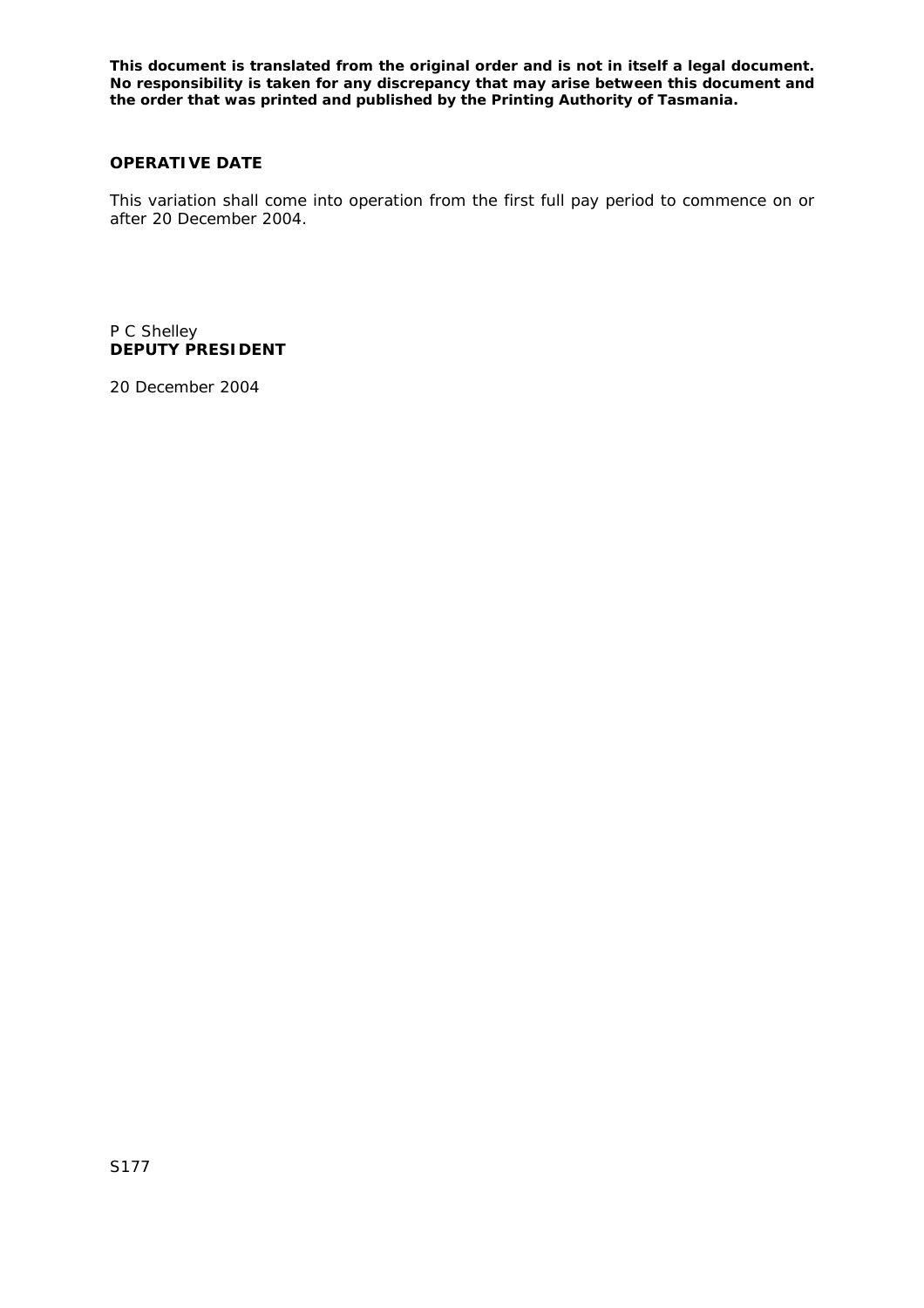**This document is translated from the original order and is not in itself a legal document. No responsibility is taken for any discrepancy that may arise between this document and the order that was printed and published by the Printing Authority of Tasmania.**

**OPERATIVE DATE**

This variation shall come into operation from the first full pay period to commence on or after 20 December 2004.

P C Shelley
**DEPUTY PRESIDENT**

20 December 2004

S177